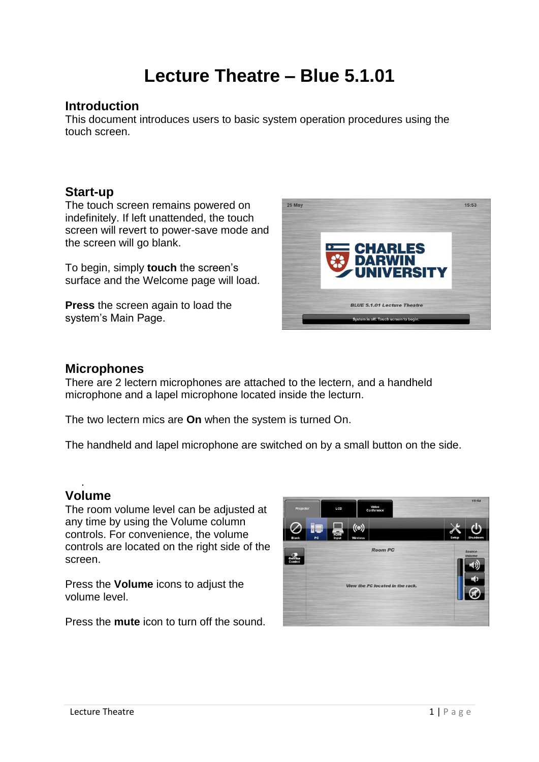# Lecture Theatre – Blue 5.1.01

## Introduction

This document introduces users to basic system operation procedures using the touch screen.

## Start-up

The touch screen remains powered on indefinitely. If left unattended, the touch screen will revert to power-save mode and the screen will go blank.

To begin, simply **touch** the screen's surface and the Welcome page will load.

**Press** the screen again to load the system's Main Page.

## Microphones

There are 2 lectern microphones are attached to the lectern, and a handheld microphone and a lapel microphone located inside the lecturn.

The two lectern mics are **On** when the system is turned On.

The handheld and lapel microphone are switched on by a small button on the side.

.

## Volume

The room volume level can be adjusted at any time by using the Volume column controls. For convenience, the volume controls are located on the right side of the screen.

Press the **Volume** icons to adjust the volume level.

Press the **mute** icon to turn off the sound.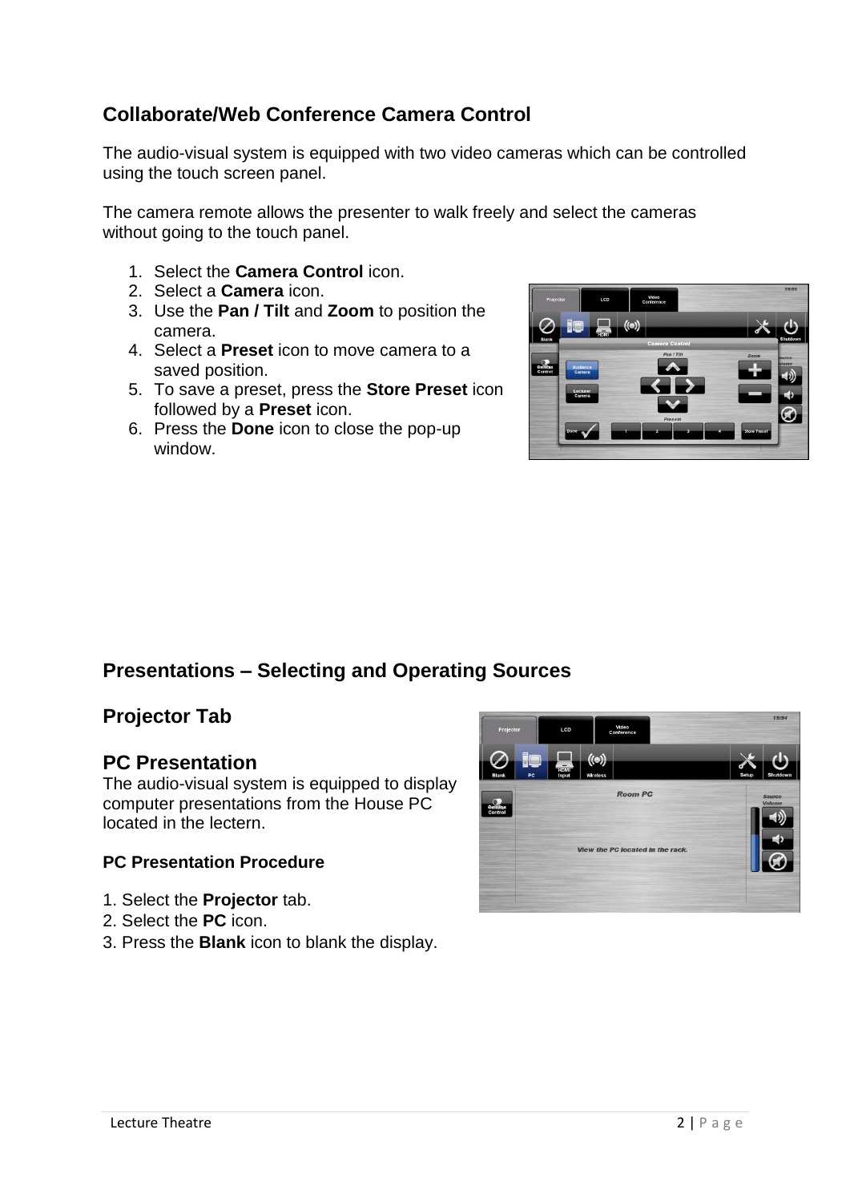## Collaborate/Web Conference Camera Control

The audio-visual system is equipped with two video cameras which can be controlled using the touch screen panel.

The camera remote allows the presenter to walk freely and select the cameras without going to the touch panel.

1. Select the **Camera Control** icon.
2. Select a **Camera** icon.
3. Use the **Pan / Tilt** and **Zoom** to position the camera.
4. Select a **Preset** icon to move camera to a saved position.
5. To save a preset, press the **Store Preset** icon followed by a **Preset** icon.
6. Press the **Done** icon to close the pop-up window.

## Presentations – Selecting and Operating Sources

## Projector Tab

## PC Presentation

The audio-visual system is equipped to display computer presentations from the House PC located in the lectern.

### PC Presentation Procedure

1. Select the **Projector** tab.
2. Select the **PC** icon.
3. Press the **Blank** icon to blank the display.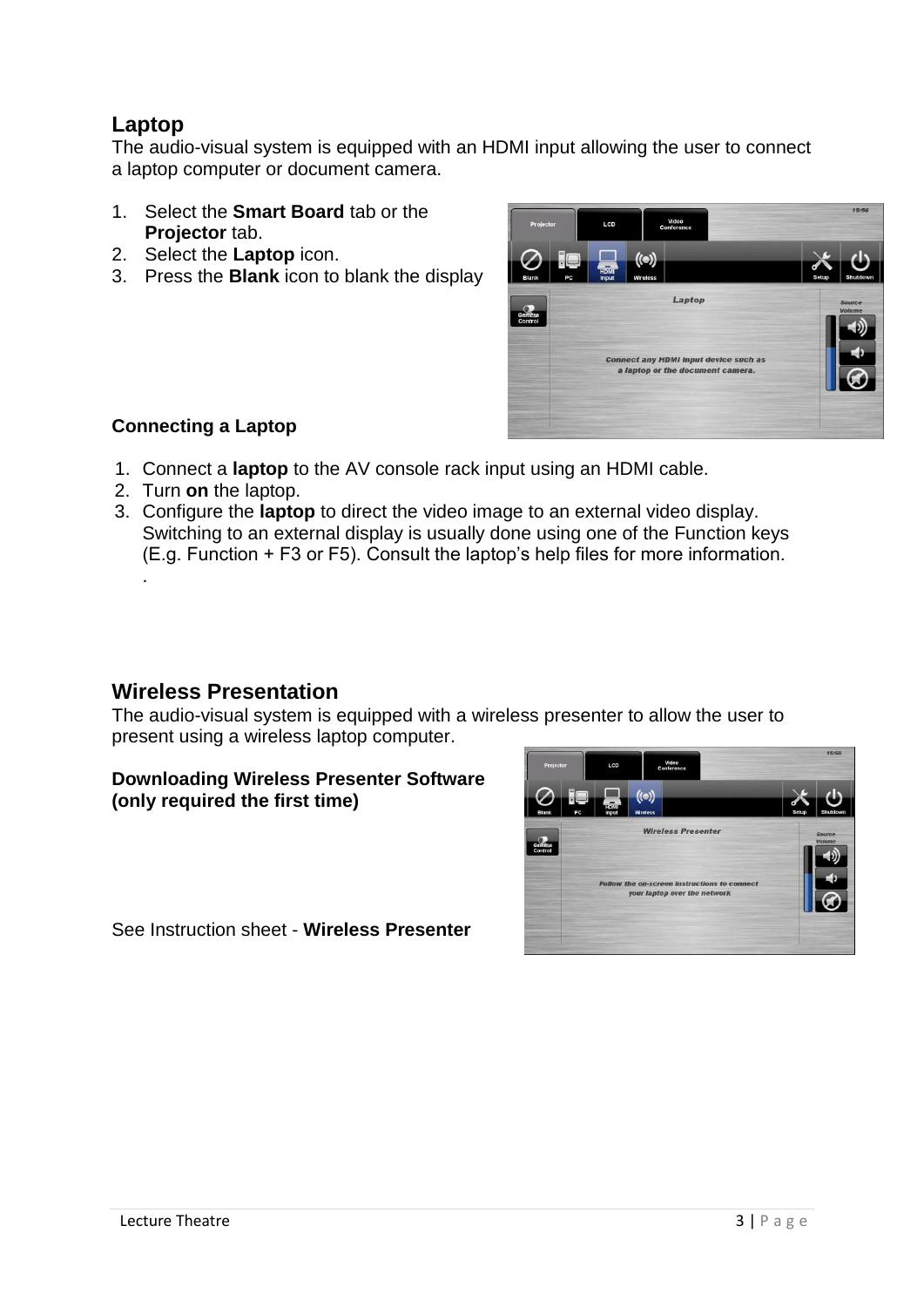## Laptop

The audio-visual system is equipped with an HDMI input allowing the user to connect a laptop computer or document camera.

1. Select the **Smart Board** tab or the **Projector** tab.
2. Select the **Laptop** icon.
3. Press the **Blank** icon to blank the display

### Connecting a Laptop

1. Connect a **laptop** to the AV console rack input using an HDMI cable.
2. Turn **on** the laptop.
3. Configure the **laptop** to direct the video image to an external video display. Switching to an external display is usually done using one of the Function keys (E.g. Function + F3 or F5). Consult the laptop's help files for more information.
   .

## Wireless Presentation

The audio-visual system is equipped with a wireless presenter to allow the user to present using a wireless laptop computer.

### Downloading Wireless Presenter Software (only required the first time)

See Instruction sheet - **Wireless Presenter**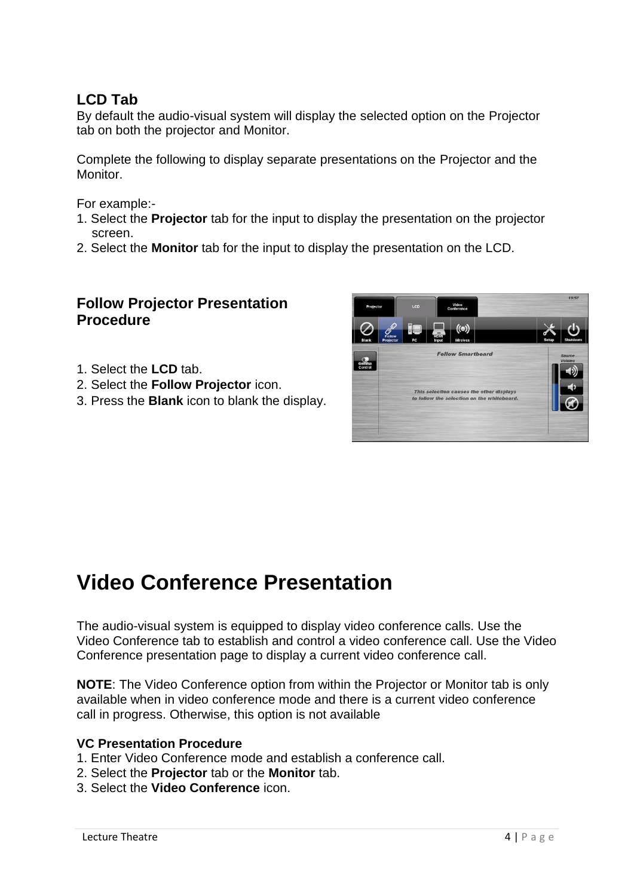### LCD Tab

By default the audio-visual system will display the selected option on the Projector tab on both the projector and Monitor.

Complete the following to display separate presentations on the Projector and the Monitor.

For example:-

1. Select the **Projector** tab for the input to display the presentation on the projector screen.
2. Select the **Monitor** tab for the input to display the presentation on the LCD.

### Follow Projector Presentation Procedure

1. Select the **LCD** tab.
2. Select the **Follow Projector** icon.
3. Press the **Blank** icon to blank the display.

# Video Conference Presentation

The audio-visual system is equipped to display video conference calls. Use the Video Conference tab to establish and control a video conference call. Use the Video Conference presentation page to display a current video conference call.

**NOTE**: The Video Conference option from within the Projector or Monitor tab is only available when in video conference mode and there is a current video conference call in progress. Otherwise, this option is not available

**VC Presentation Procedure**

1. Enter Video Conference mode and establish a conference call.
2. Select the **Projector** tab or the **Monitor** tab.
3. Select the **Video Conference** icon.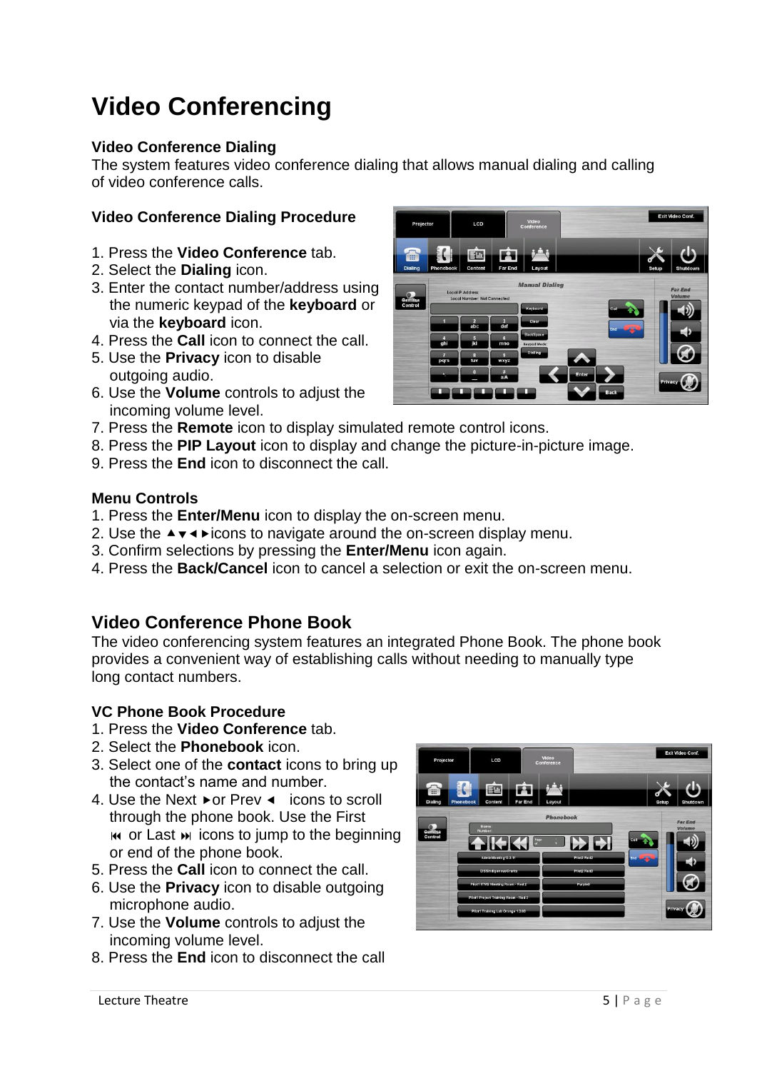# Video Conferencing

### Video Conference Dialing

The system features video conference dialing that allows manual dialing and calling of video conference calls.

### Video Conference Dialing Procedure

1. Press the **Video Conference** tab.
2. Select the **Dialing** icon.
3. Enter the contact number/address using the numeric keypad of the **keyboard** or via the **keyboard** icon.
4. Press the **Call** icon to connect the call.
5. Use the **Privacy** icon to disable outgoing audio.
6. Use the **Volume** controls to adjust the incoming volume level.
7. Press the **Remote** icon to display simulated remote control icons.
8. Press the **PIP Layout** icon to display and change the picture-in-picture image.
9. Press the **End** icon to disconnect the call.

### Menu Controls

1. Press the **Enter/Menu** icon to display the on-screen menu.
2. Use the ▲▼◄►icons to navigate around the on-screen display menu.
3. Confirm selections by pressing the **Enter/Menu** icon again.
4. Press the **Back/Cancel** icon to cancel a selection or exit the on-screen menu.

## Video Conference Phone Book

The video conferencing system features an integrated Phone Book. The phone book provides a convenient way of establishing calls without needing to manually type long contact numbers.

### VC Phone Book Procedure

1. Press the **Video Conference** tab.
2. Select the **Phonebook** icon.
3. Select one of the **contact** icons to bring up the contact's name and number.
4. Use the Next ►or Prev ◄ icons to scroll through the phone book. Use the First ⏮ or Last ⏭ icons to jump to the beginning or end of the phone book.
5. Press the **Call** icon to connect the call.
6. Use the **Privacy** icon to disable outgoing microphone audio.
7. Use the **Volume** controls to adjust the incoming volume level.
8. Press the **End** icon to disconnect the call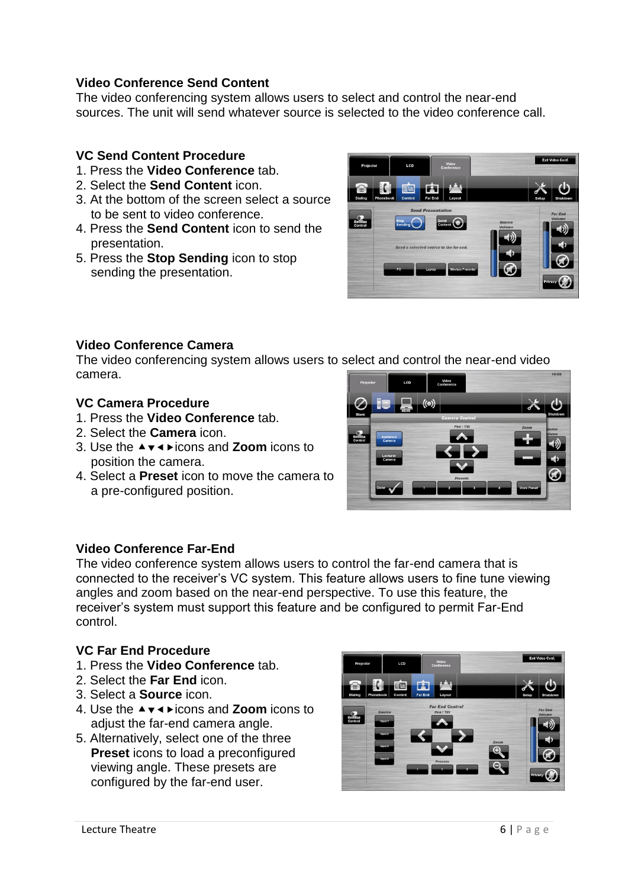## Video Conference Send Content

The video conferencing system allows users to select and control the near-end sources. The unit will send whatever source is selected to the video conference call.

### VC Send Content Procedure

1. Press the **Video Conference** tab.
2. Select the **Send Content** icon.
3. At the bottom of the screen select a source to be sent to video conference.
4. Press the **Send Content** icon to send the presentation.
5. Press the **Stop Sending** icon to stop sending the presentation.

## Video Conference Camera

The video conferencing system allows users to select and control the near-end video camera.

### VC Camera Procedure

1. Press the **Video Conference** tab.
2. Select the **Camera** icon.
3. Use the ▲▼◄►icons and **Zoom** icons to position the camera.
4. Select a **Preset** icon to move the camera to a pre-configured position.

## Video Conference Far-End

The video conference system allows users to control the far-end camera that is connected to the receiver's VC system. This feature allows users to fine tune viewing angles and zoom based on the near-end perspective. To use this feature, the receiver's system must support this feature and be configured to permit Far-End control.

### VC Far End Procedure

1. Press the **Video Conference** tab.
2. Select the **Far End** icon.
3. Select a **Source** icon.
4. Use the ▲▼◄►icons and **Zoom** icons to adjust the far-end camera angle.
5. Alternatively, select one of the three **Preset** icons to load a preconfigured viewing angle. These presets are configured by the far-end user.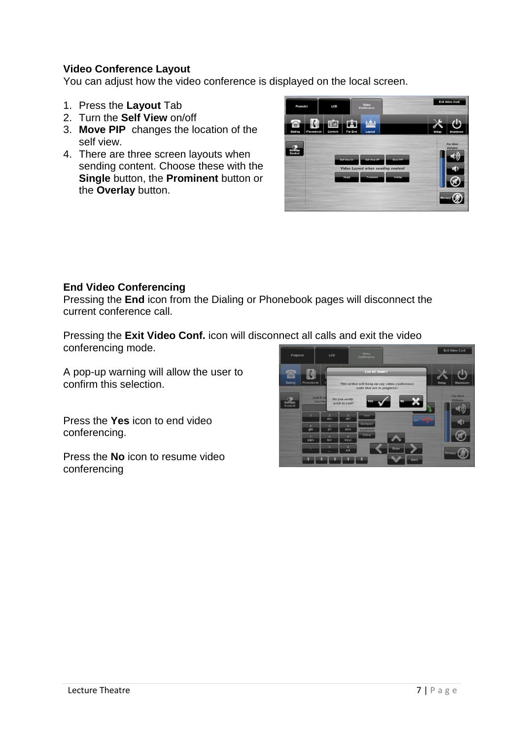### Video Conference Layout

You can adjust how the video conference is displayed on the local screen.

1. Press the **Layout** Tab
2. Turn the **Self View** on/off
3. **Move PIP** changes the location of the self view.
4. There are three screen layouts when sending content. Choose these with the **Single** button, the **Prominent** button or the **Overlay** button.

### End Video Conferencing

Pressing the **End** icon from the Dialing or Phonebook pages will disconnect the current conference call.

Pressing the **Exit Video Conf.** icon will disconnect all calls and exit the video conferencing mode.

A pop-up warning will allow the user to confirm this selection.

Press the **Yes** icon to end video conferencing.

Press the **No** icon to resume video conferencing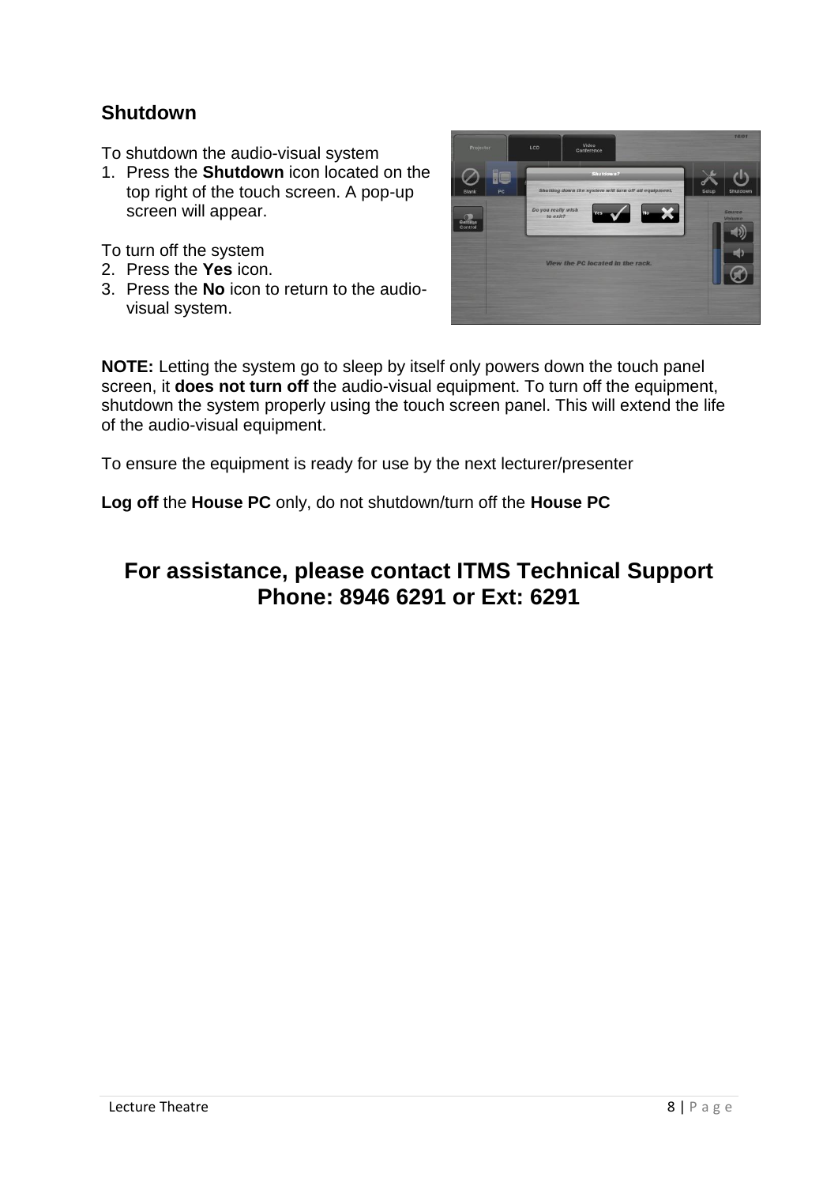## Shutdown

To shutdown the audio-visual system

1. Press the **Shutdown** icon located on the top right of the touch screen. A pop-up screen will appear.

To turn off the system

2. Press the **Yes** icon.
3. Press the **No** icon to return to the audio-visual system.

**NOTE:** Letting the system go to sleep by itself only powers down the touch panel screen, it **does not turn off** the audio-visual equipment. To turn off the equipment, shutdown the system properly using the touch screen panel. This will extend the life of the audio-visual equipment.

To ensure the equipment is ready for use by the next lecturer/presenter

**Log off** the **House PC** only, do not shutdown/turn off the **House PC**

## For assistance, please contact ITMS Technical Support Phone: 8946 6291 or Ext: 6291